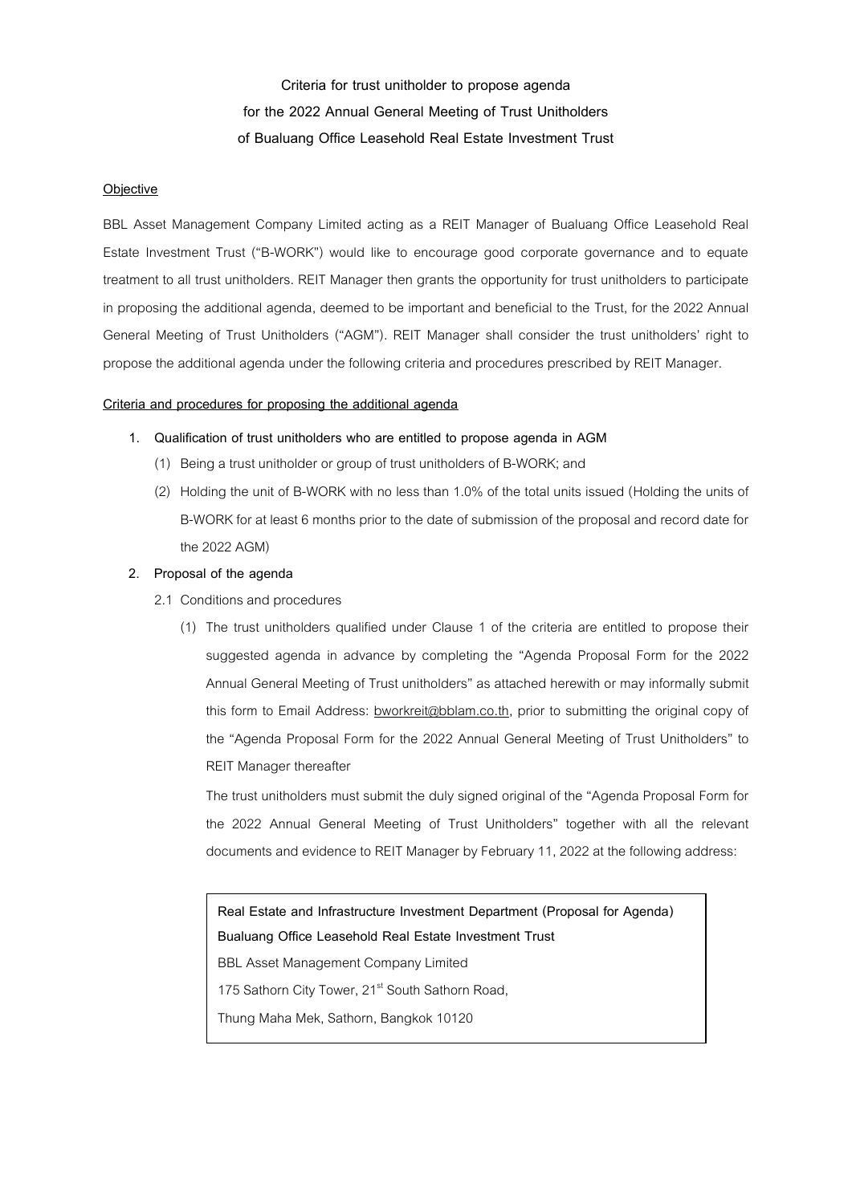# Criteria for trust unitholder to propose agenda for the 2022 Annual General Meeting of Trust Unitholders of Bualuang Office Leasehold Real Estate Investment Trust

**Objective**

BBL Asset Management Company Limited acting as a REIT Manager of Bualuang Office Leasehold Real Estate Investment Trust ("B-WORK") would like to encourage good corporate governance and to equate treatment to all trust unitholders. REIT Manager then grants the opportunity for trust unitholders to participate in proposing the additional agenda, deemed to be important and beneficial to the Trust, for the 2022 Annual General Meeting of Trust Unitholders ("AGM"). REIT Manager shall consider the trust unitholders' right to propose the additional agenda under the following criteria and procedures prescribed by REIT Manager.

**Criteria and procedures for proposing the additional agenda**

1. **Qualification of trust unitholders who are entitled to propose agenda in AGM**
   (1) Being a trust unitholder or group of trust unitholders of B-WORK; and
   (2) Holding the unit of B-WORK with no less than 1.0% of the total units issued (Holding the units of B-WORK for at least 6 months prior to the date of submission of the proposal and record date for the 2022 AGM)

2. **Proposal of the agenda**

   2.1 Conditions and procedures

   (1) The trust unitholders qualified under Clause 1 of the criteria are entitled to propose their suggested agenda in advance by completing the "Agenda Proposal Form for the 2022 Annual General Meeting of Trust unitholders" as attached herewith or may informally submit this form to Email Address: bworkreit@bblam.co.th, prior to submitting the original copy of the "Agenda Proposal Form for the 2022 Annual General Meeting of Trust Unitholders" to REIT Manager thereafter

   The trust unitholders must submit the duly signed original of the "Agenda Proposal Form for the 2022 Annual General Meeting of Trust Unitholders" together with all the relevant documents and evidence to REIT Manager by February 11, 2022 at the following address:

   > **Real Estate and Infrastructure Investment Department (Proposal for Agenda)**
   > **Bualuang Office Leasehold Real Estate Investment Trust**
   > BBL Asset Management Company Limited
   > 175 Sathorn City Tower, 21st South Sathorn Road,
   > Thung Maha Mek, Sathorn, Bangkok 10120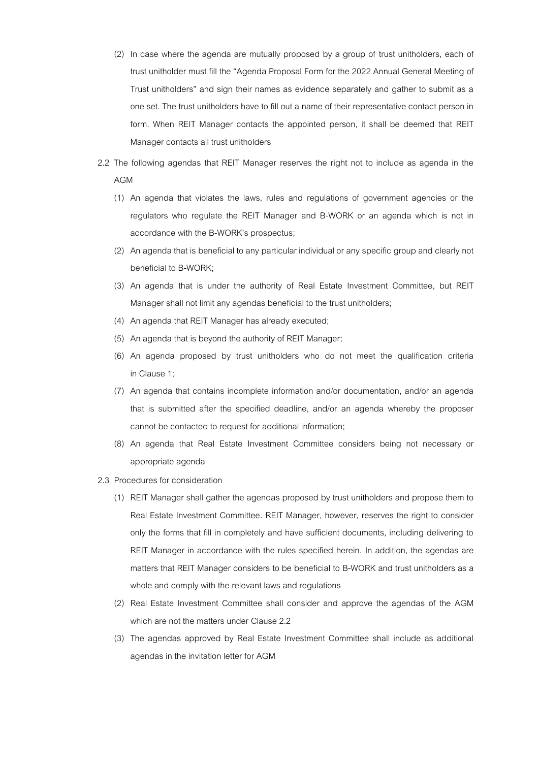(2) In case where the agenda are mutually proposed by a group of trust unitholders, each of trust unitholder must fill the "Agenda Proposal Form for the 2022 Annual General Meeting of Trust unitholders" and sign their names as evidence separately and gather to submit as a one set. The trust unitholders have to fill out a name of their representative contact person in form. When REIT Manager contacts the appointed person, it shall be deemed that REIT Manager contacts all trust unitholders

2.2 The following agendas that REIT Manager reserves the right not to include as agenda in the AGM

(1) An agenda that violates the laws, rules and regulations of government agencies or the regulators who regulate the REIT Manager and B-WORK or an agenda which is not in accordance with the B-WORK's prospectus;

(2) An agenda that is beneficial to any particular individual or any specific group and clearly not beneficial to B-WORK;

(3) An agenda that is under the authority of Real Estate Investment Committee, but REIT Manager shall not limit any agendas beneficial to the trust unitholders;

(4) An agenda that REIT Manager has already executed;

(5) An agenda that is beyond the authority of REIT Manager;

(6) An agenda proposed by trust unitholders who do not meet the qualification criteria in Clause 1;

(7) An agenda that contains incomplete information and/or documentation, and/or an agenda that is submitted after the specified deadline, and/or an agenda whereby the proposer cannot be contacted to request for additional information;

(8) An agenda that Real Estate Investment Committee considers being not necessary or appropriate agenda

2.3 Procedures for consideration

(1) REIT Manager shall gather the agendas proposed by trust unitholders and propose them to Real Estate Investment Committee. REIT Manager, however, reserves the right to consider only the forms that fill in completely and have sufficient documents, including delivering to REIT Manager in accordance with the rules specified herein. In addition, the agendas are matters that REIT Manager considers to be beneficial to B-WORK and trust unitholders as a whole and comply with the relevant laws and regulations

(2) Real Estate Investment Committee shall consider and approve the agendas of the AGM which are not the matters under Clause 2.2

(3) The agendas approved by Real Estate Investment Committee shall include as additional agendas in the invitation letter for AGM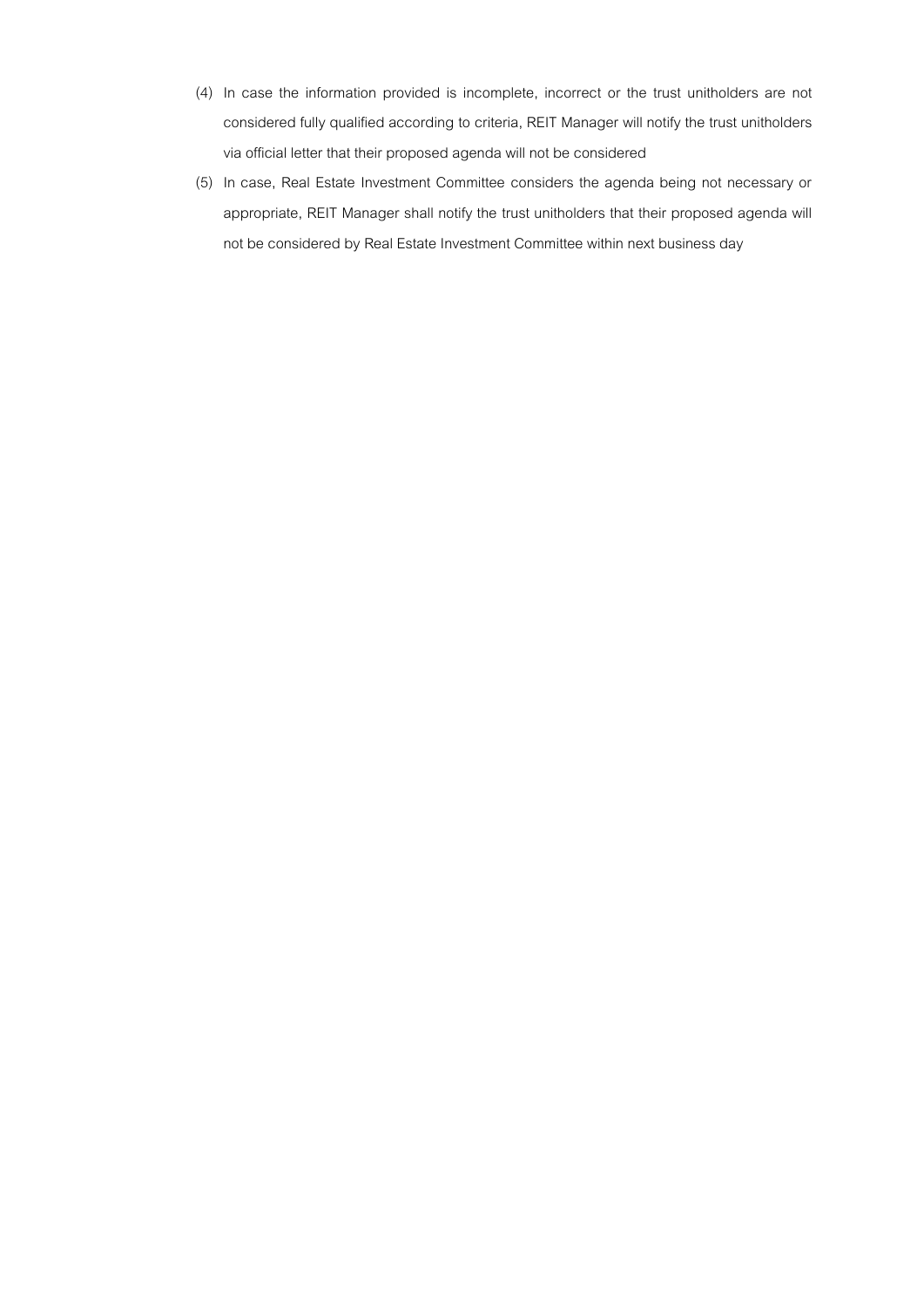(4) In case the information provided is incomplete, incorrect or the trust unitholders are not considered fully qualified according to criteria, REIT Manager will notify the trust unitholders via official letter that their proposed agenda will not be considered

(5) In case, Real Estate Investment Committee considers the agenda being not necessary or appropriate, REIT Manager shall notify the trust unitholders that their proposed agenda will not be considered by Real Estate Investment Committee within next business day